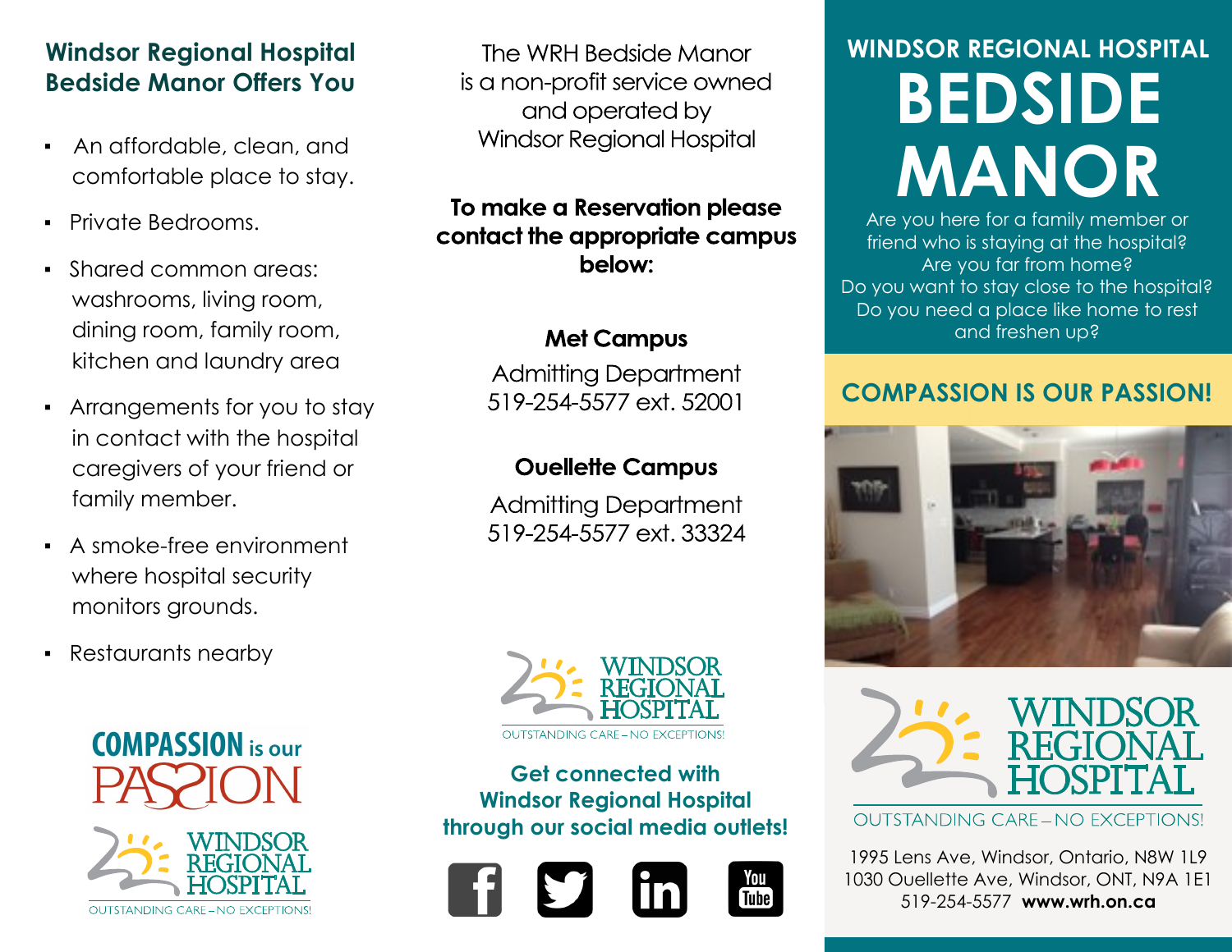# WINDSOR REGIONAL HOSPITAL BEDSIDE MANOR

Are you here for a family member or friend who is staying at the hospital?
Are you far from home?
Do you want to stay close to the hospital?
Do you need a place like home to rest and freshen up?

## COMPASSION IS OUR PASSION!

## Windsor Regional Hospital Bedside Manor Offers You

- An affordable, clean, and comfortable place to stay.
- Private Bedrooms.
- Shared common areas: washrooms, living room, dining room, family room, kitchen and laundry area
- Arrangements for you to stay in contact with the hospital caregivers of your friend or family member.
- A smoke-free environment where hospital security monitors grounds.
- Restaurants nearby

COMPASSION is our PASSION

WINDSOR REGIONAL HOSPITAL
OUTSTANDING CARE – NO EXCEPTIONS!

The WRH Bedside Manor is a non-profit service owned and operated by Windsor Regional Hospital

**To make a Reservation please contact the appropriate campus below:**

**Met Campus**
Admitting Department
519-254-5577 ext. 52001

**Ouellette Campus**
Admitting Department
519-254-5577 ext. 33324

WINDSOR REGIONAL HOSPITAL
OUTSTANDING CARE – NO EXCEPTIONS!

**Get connected with Windsor Regional Hospital through our social media outlets!**

WINDSOR REGIONAL HOSPITAL
OUTSTANDING CARE – NO EXCEPTIONS!

1995 Lens Ave, Windsor, Ontario, N8W 1L9
1030 Ouellette Ave, Windsor, ONT, N9A 1E1
519-254-5577 **www.wrh.on.ca**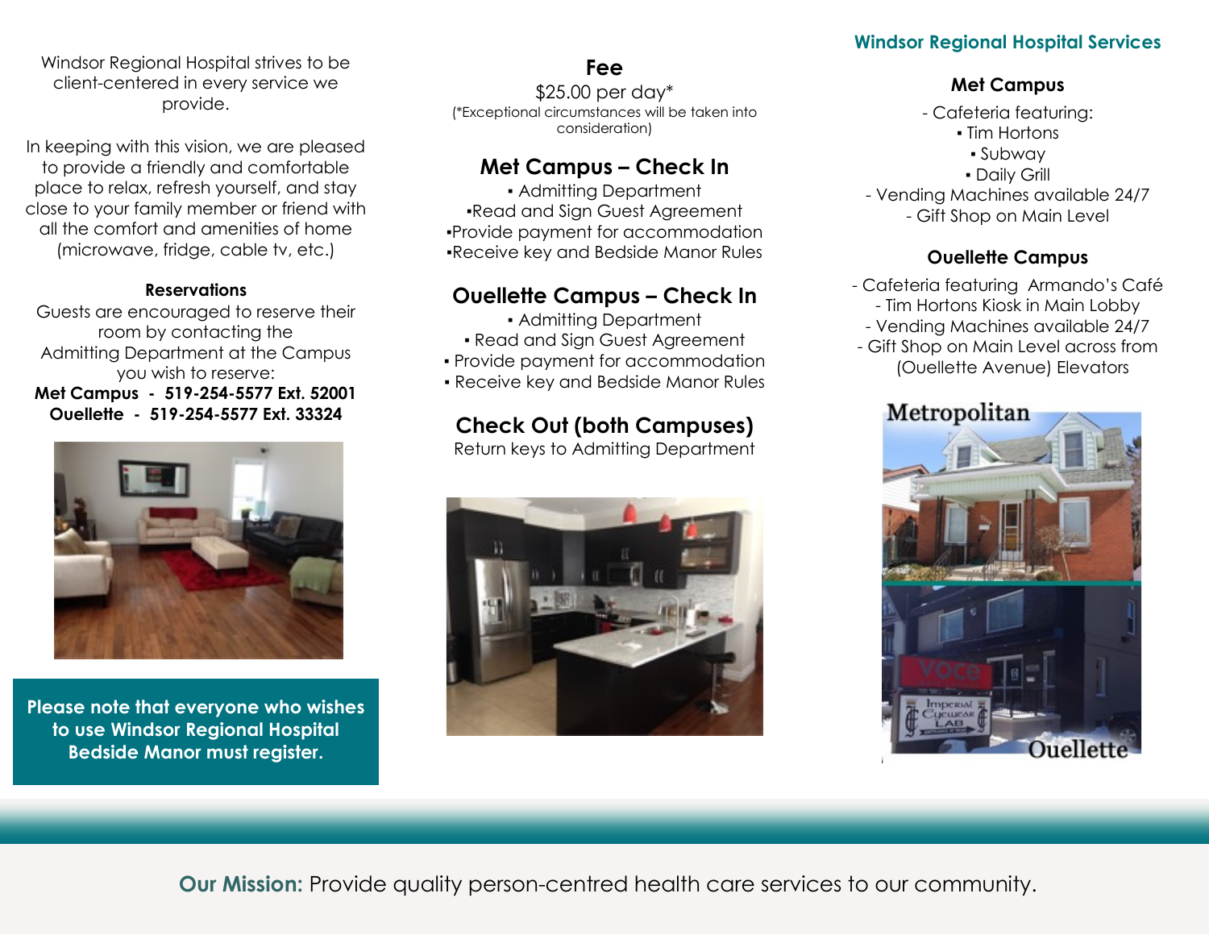Windsor Regional Hospital strives to be client-centered in every service we provide.

In keeping with this vision, we are pleased to provide a friendly and comfortable place to relax, refresh yourself, and stay close to your family member or friend with all the comfort and amenities of home (microwave, fridge, cable tv, etc.)

**Reservations**

Guests are encouraged to reserve their room by contacting the Admitting Department at the Campus you wish to reserve:

**Met Campus - 519-254-5577 Ext. 52001**
**Ouellette - 519-254-5577 Ext. 33324**

**Please note that everyone who wishes to use Windsor Regional Hospital Bedside Manor must register.**

## Fee

$25.00 per day*
(*Exceptional circumstances will be taken into consideration)

## Met Campus – Check In

- Admitting Department
- Read and Sign Guest Agreement
- Provide payment for accommodation
- Receive key and Bedside Manor Rules

## Ouellette Campus – Check In

- Admitting Department
- Read and Sign Guest Agreement
- Provide payment for accommodation
- Receive key and Bedside Manor Rules

## Check Out (both Campuses)

Return keys to Admitting Department

## Windsor Regional Hospital Services

### Met Campus

- Cafeteria featuring:
  - Tim Hortons
  - Subway
  - Daily Grill
- Vending Machines available 24/7
- Gift Shop on Main Level

### Ouellette Campus

- Cafeteria featuring Armando's Café
- Tim Hortons Kiosk in Main Lobby
- Vending Machines available 24/7
- Gift Shop on Main Level across from (Ouellette Avenue) Elevators

Metropolitan

Ouellette

**Our Mission:** Provide quality person-centred health care services to our community.